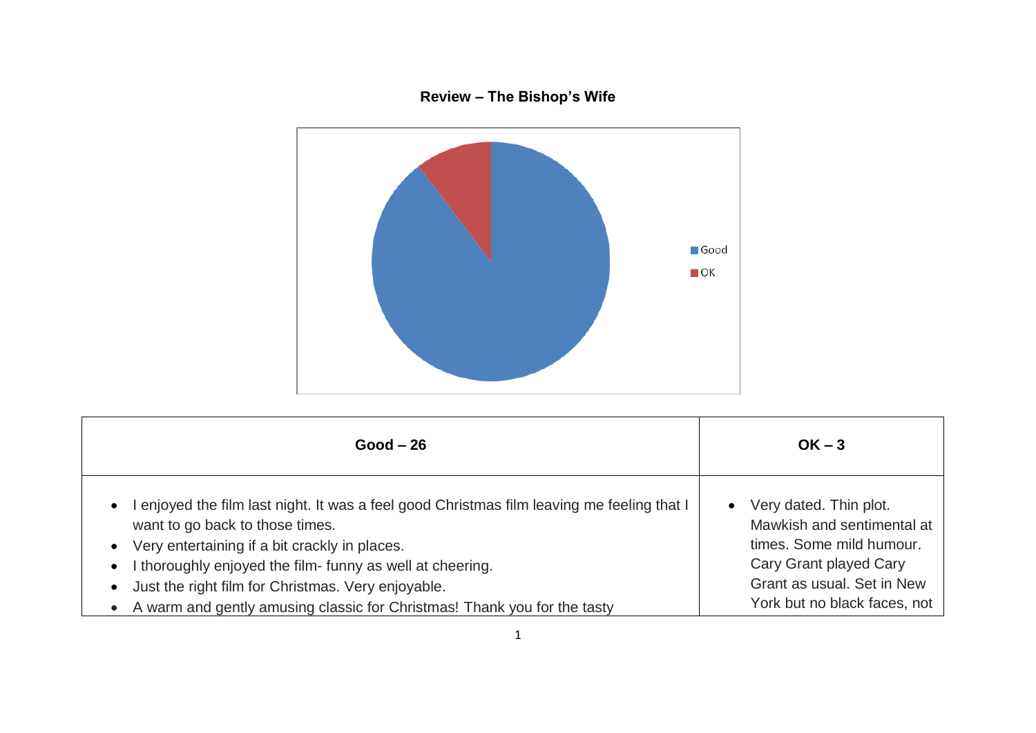**Review – The Bishop's Wife**

| Good – 26 | OK – 3 |
|---|---|
| • I enjoyed the film last night. It was a feel good Christmas film leaving me feeling that I want to go back to those times.<br>• Very entertaining if a bit crackly in places.<br>• I thoroughly enjoyed the film- funny as well at cheering.<br>• Just the right film for Christmas. Very enjoyable.<br>• A warm and gently amusing classic for Christmas! Thank you for the tasty | • Very dated. Thin plot. Mawkish and sentimental at times. Some mild humour. Cary Grant played Cary Grant as usual. Set in New York but no black faces, not |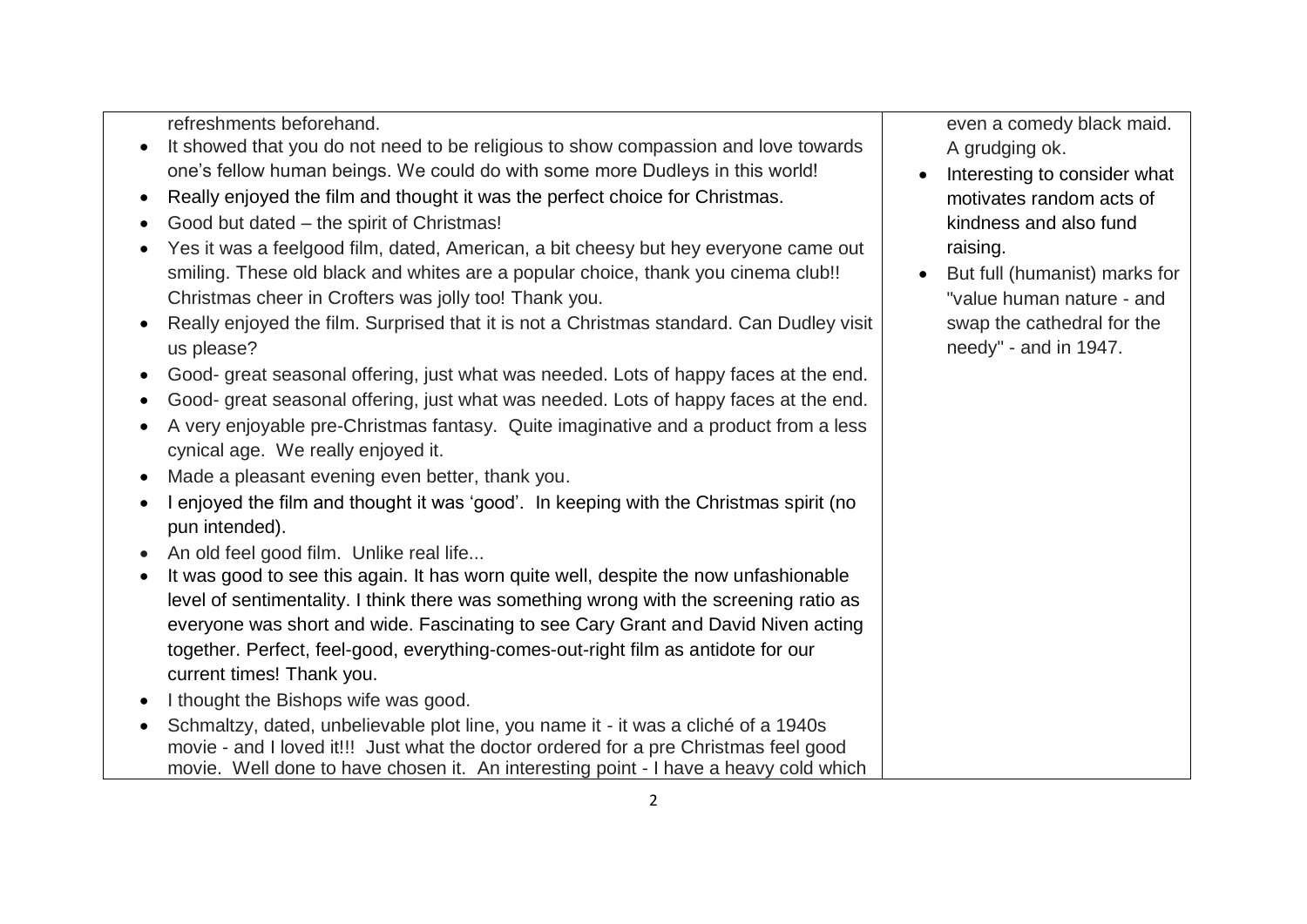| | |
|---|---|
| refreshments beforehand.<br>• It showed that you do not need to be religious to show compassion and love towards one's fellow human beings. We could do with some more Dudleys in this world!<br>• Really enjoyed the film and thought it was the perfect choice for Christmas.<br>• Good but dated – the spirit of Christmas!<br>• Yes it was a feelgood film, dated, American, a bit cheesy but hey everyone came out smiling. These old black and whites are a popular choice, thank you cinema club!! Christmas cheer in Crofters was jolly too! Thank you.<br>• Really enjoyed the film. Surprised that it is not a Christmas standard. Can Dudley visit us please?<br>• Good- great seasonal offering, just what was needed. Lots of happy faces at the end.<br>• Good- great seasonal offering, just what was needed. Lots of happy faces at the end.<br>• A very enjoyable pre-Christmas fantasy. Quite imaginative and a product from a less cynical age. We really enjoyed it.<br>• Made a pleasant evening even better, thank you.<br>• I enjoyed the film and thought it was 'good'. In keeping with the Christmas spirit (no pun intended).<br>• An old feel good film. Unlike real life...<br>• It was good to see this again. It has worn quite well, despite the now unfashionable level of sentimentality. I think there was something wrong with the screening ratio as everyone was short and wide. Fascinating to see Cary Grant and David Niven acting together. Perfect, feel-good, everything-comes-out-right film as antidote for our current times! Thank you.<br>• I thought the Bishops wife was good.<br>• Schmaltzy, dated, unbelievable plot line, you name it - it was a cliché of a 1940s movie - and I loved it!!! Just what the doctor ordered for a pre Christmas feel good movie. Well done to have chosen it. An interesting point - I have a heavy cold which | even a comedy black maid. A grudging ok.<br>• Interesting to consider what motivates random acts of kindness and also fund raising.<br>• But full (humanist) marks for "value human nature - and swap the cathedral for the needy" - and in 1947. |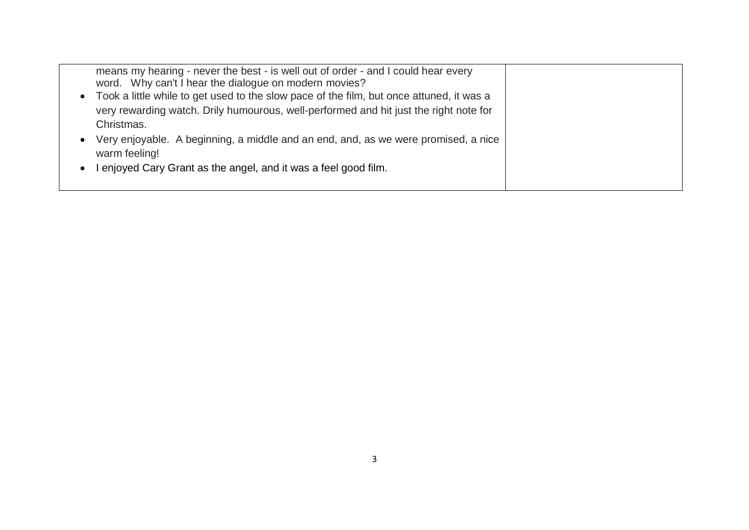| | |
|---|---|
| means my hearing - never the best - is well out of order - and I could hear every word. Why can't I hear the dialogue on modern movies?<br>• Took a little while to get used to the slow pace of the film, but once attuned, it was a very rewarding watch. Drily humourous, well-performed and hit just the right note for Christmas.<br>• Very enjoyable. A beginning, a middle and an end, and, as we were promised, a nice warm feeling!<br>• I enjoyed Cary Grant as the angel, and it was a feel good film. | |